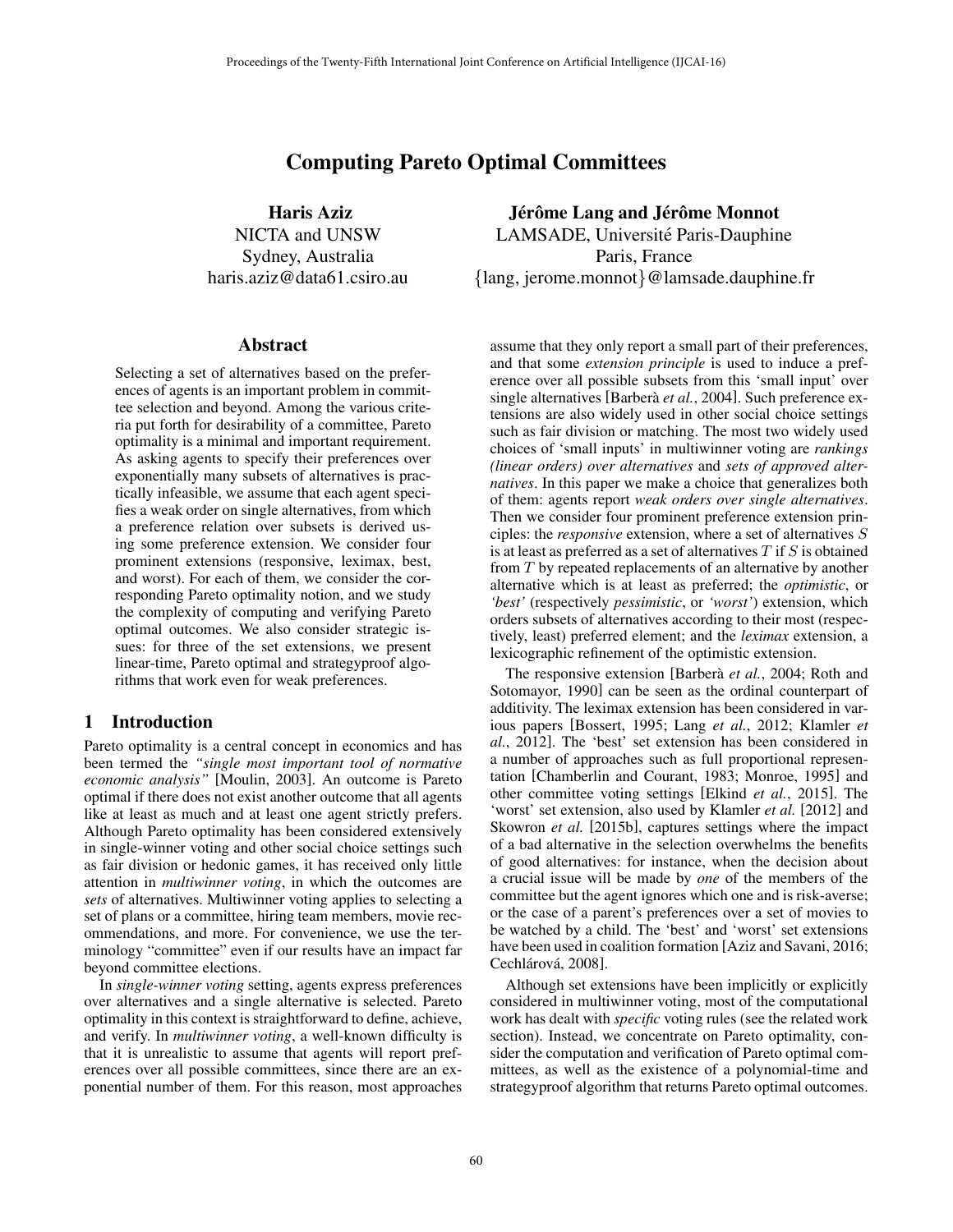# Computing Pareto Optimal Committees

**Haris Aziz**
NICTA and UNSW
Sydney, Australia
haris.aziz@data61.csiro.au

**Jérôme Lang and Jérôme Monnot**
LAMSADE, Université Paris-Dauphine
Paris, France
{lang, jerome.monnot}@lamsade.dauphine.fr

## Abstract

Selecting a set of alternatives based on the preferences of agents is an important problem in committee selection and beyond. Among the various criteria put forth for desirability of a committee, Pareto optimality is a minimal and important requirement. As asking agents to specify their preferences over exponentially many subsets of alternatives is practically infeasible, we assume that each agent specifies a weak order on single alternatives, from which a preference relation over subsets is derived using some preference extension. We consider four prominent extensions (responsive, leximax, best, and worst). For each of them, we consider the corresponding Pareto optimality notion, and we study the complexity of computing and verifying Pareto optimal outcomes. We also consider strategic issues: for three of the set extensions, we present linear-time, Pareto optimal and strategyproof algorithms that work even for weak preferences.

## 1 Introduction

Pareto optimality is a central concept in economics and has been termed the *"single most important tool of normative economic analysis"* [Moulin, 2003]. An outcome is Pareto optimal if there does not exist another outcome that all agents like at least as much and at least one agent strictly prefers. Although Pareto optimality has been considered extensively in single-winner voting and other social choice settings such as fair division or hedonic games, it has received only little attention in *multiwinner voting*, in which the outcomes are *sets* of alternatives. Multiwinner voting applies to selecting a set of plans or a committee, hiring team members, movie recommendations, and more. For convenience, we use the terminology "committee" even if our results have an impact far beyond committee elections.

In *single-winner voting* setting, agents express preferences over alternatives and a single alternative is selected. Pareto optimality in this context is straightforward to define, achieve, and verify. In *multiwinner voting*, a well-known difficulty is that it is unrealistic to assume that agents will report preferences over all possible committees, since there are an exponential number of them. For this reason, most approaches assume that they only report a small part of their preferences, and that some *extension principle* is used to induce a preference over all possible subsets from this 'small input' over single alternatives [Barberà *et al.*, 2004]. Such preference extensions are also widely used in other social choice settings such as fair division or matching. The most two widely used choices of 'small inputs' in multiwinner voting are *rankings (linear orders) over alternatives* and *sets of approved alternatives*. In this paper we make a choice that generalizes both of them: agents report *weak orders over single alternatives*. Then we consider four prominent preference extension principles: the *responsive* extension, where a set of alternatives $S$ is at least as preferred as a set of alternatives $T$ if $S$ is obtained from $T$ by repeated replacements of an alternative by another alternative which is at least as preferred; the *optimistic*, or *'best'* (respectively *pessimistic*, or *'worst'*) extension, which orders subsets of alternatives according to their most (respectively, least) preferred element; and the *leximax* extension, a lexicographic refinement of the optimistic extension.

The responsive extension [Barberà *et al.*, 2004; Roth and Sotomayor, 1990] can be seen as the ordinal counterpart of additivity. The leximax extension has been considered in various papers [Bossert, 1995; Lang *et al.*, 2012; Klamler *et al.*, 2012]. The 'best' set extension has been considered in a number of approaches such as full proportional representation [Chamberlin and Courant, 1983; Monroe, 1995] and other committee voting settings [Elkind *et al.*, 2015]. The 'worst' set extension, also used by Klamler *et al.* [2012] and Skowron *et al.* [2015b], captures settings where the impact of a bad alternative in the selection overwhelms the benefits of good alternatives: for instance, when the decision about a crucial issue will be made by *one* of the members of the committee but the agent ignores which one and is risk-averse; or the case of a parent's preferences over a set of movies to be watched by a child. The 'best' and 'worst' set extensions have been used in coalition formation [Aziz and Savani, 2016; Cechlárová, 2008].

Although set extensions have been implicitly or explicitly considered in multiwinner voting, most of the computational work has dealt with *specific* voting rules (see the related work section). Instead, we concentrate on Pareto optimality, consider the computation and verification of Pareto optimal committees, as well as the existence of a polynomial-time and strategyproof algorithm that returns Pareto optimal outcomes.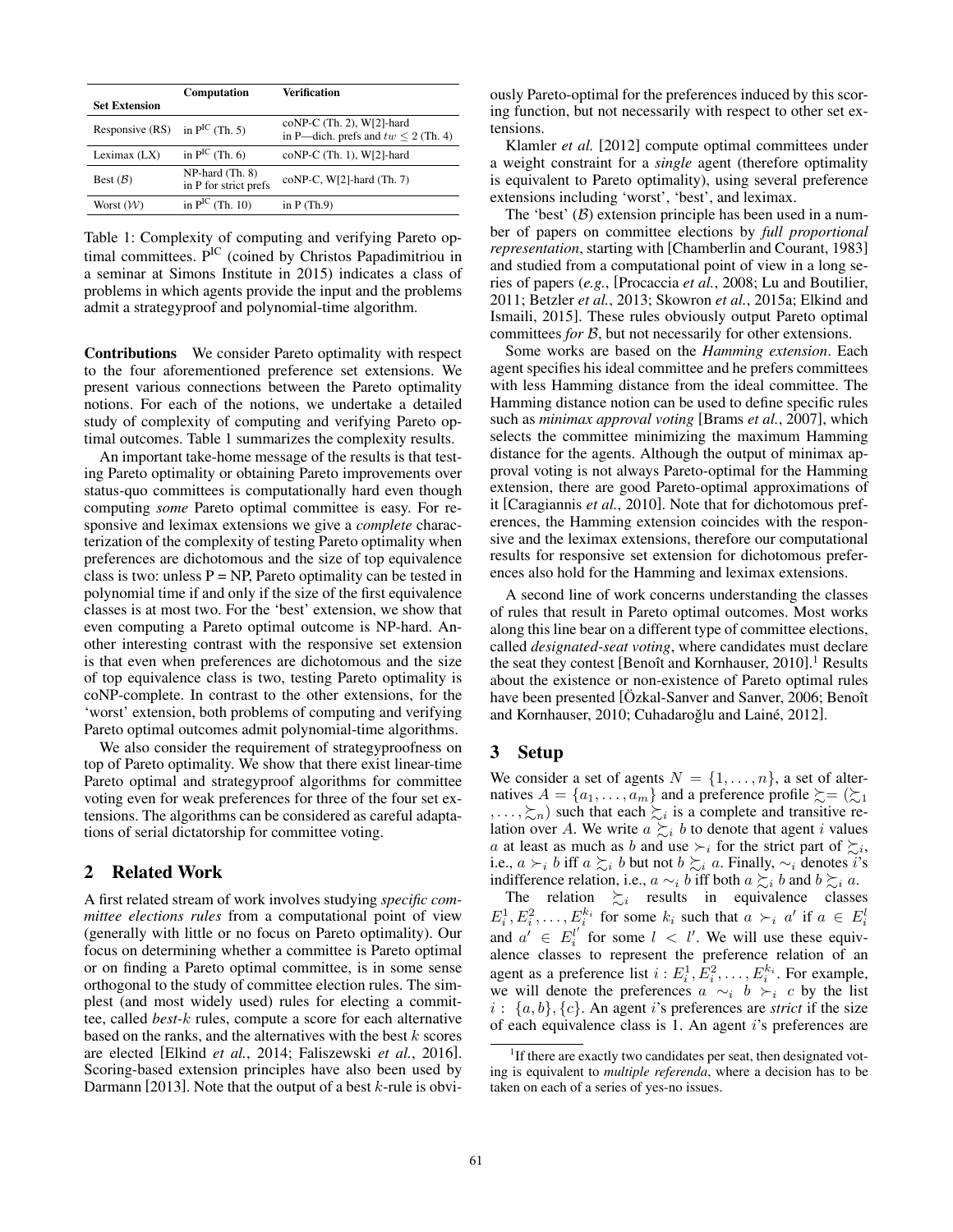| Set Extension | Computation | Verification |
|---|---|---|
| Responsive (RS) | in $P^{IC}$ (Th. 5) | coNP-C (Th. 2), W[2]-hard in P—dich. prefs and $tw \leq 2$ (Th. 4) |
| Leximax (LX) | in $P^{IC}$ (Th. 6) | coNP-C (Th. 1), W[2]-hard |
| Best ($\mathcal{B}$) | NP-hard (Th. 8) in P for strict prefs | coNP-C, W[2]-hard (Th. 7) |
| Worst ($\mathcal{W}$) | in $P^{IC}$ (Th. 10) | in P (Th.9) |

Table 1: Complexity of computing and verifying Pareto optimal committees. $P^{IC}$ (coined by Christos Papadimitriou in a seminar at Simons Institute in 2015) indicates a class of problems in which agents provide the input and the problems admit a strategyproof and polynomial-time algorithm.

**Contributions** We consider Pareto optimality with respect to the four aforementioned preference set extensions. We present various connections between the Pareto optimality notions. For each of the notions, we undertake a detailed study of complexity of computing and verifying Pareto optimal outcomes. Table 1 summarizes the complexity results.

An important take-home message of the results is that testing Pareto optimality or obtaining Pareto improvements over status-quo committees is computationally hard even though computing *some* Pareto optimal committee is easy. For responsive and leximax extensions we give a *complete* characterization of the complexity of testing Pareto optimality when preferences are dichotomous and the size of top equivalence class is two: unless P = NP, Pareto optimality can be tested in polynomial time if and only if the size of the first equivalence classes is at most two. For the 'best' extension, we show that even computing a Pareto optimal outcome is NP-hard. Another interesting contrast with the responsive set extension is that even when preferences are dichotomous and the size of top equivalence class is two, testing Pareto optimality is coNP-complete. In contrast to the other extensions, for the 'worst' extension, both problems of computing and verifying Pareto optimal outcomes admit polynomial-time algorithms.

We also consider the requirement of strategyproofness on top of Pareto optimality. We show that there exist linear-time Pareto optimal and strategyproof algorithms for committee voting even for weak preferences for three of the four set extensions. The algorithms can be considered as careful adaptations of serial dictatorship for committee voting.

## 2 Related Work

A first related stream of work involves studying *specific committee elections rules* from a computational point of view (generally with little or no focus on Pareto optimality). Our focus on determining whether a committee is Pareto optimal or on finding a Pareto optimal committee, is in some sense orthogonal to the study of committee election rules. The simplest (and most widely used) rules for electing a committee, called *best-k* rules, compute a score for each alternative based on the ranks, and the alternatives with the best $k$ scores are elected [Elkind *et al.*, 2014; Faliszewski *et al.*, 2016]. Scoring-based extension principles have also been used by Darmann [2013]. Note that the output of a best $k$-rule is obviously Pareto-optimal for the preferences induced by this scoring function, but not necessarily with respect to other set extensions.

Klamler *et al.* [2012] compute optimal committees under a weight constraint for a *single* agent (therefore optimality is equivalent to Pareto optimality), using several preference extensions including 'worst', 'best', and leximax.

The 'best' ($\mathcal{B}$) extension principle has been used in a number of papers on committee elections by *full proportional representation*, starting with [Chamberlin and Courant, 1983] and studied from a computational point of view in a long series of papers (*e.g.*, [Procaccia *et al.*, 2008; Lu and Boutilier, 2011; Betzler *et al.*, 2013; Skowron *et al.*, 2015a; Elkind and Ismaili, 2015]. These rules obviously output Pareto optimal committees *for* $\mathcal{B}$, but not necessarily for other extensions.

Some works are based on the *Hamming extension*. Each agent specifies his ideal committee and he prefers committees with less Hamming distance from the ideal committee. The Hamming distance notion can be used to define specific rules such as *minimax approval voting* [Brams *et al.*, 2007], which selects the committee minimizing the maximum Hamming distance for the agents. Although the output of minimax approval voting is not always Pareto-optimal for the Hamming extension, there are good Pareto-optimal approximations of it [Caragiannis *et al.*, 2010]. Note that for dichotomous preferences, the Hamming extension coincides with the responsive and the leximax extensions, therefore our computational results for responsive set extension for dichotomous preferences also hold for the Hamming and leximax extensions.

A second line of work concerns understanding the classes of rules that result in Pareto optimal outcomes. Most works along this line bear on a different type of committee elections, called *designated-seat voting*, where candidates must declare the seat they contest [Benoît and Kornhauser, 2010].[1] Results about the existence or non-existence of Pareto optimal rules have been presented [Özkal-Sanver and Sanver, 2006; Benoît and Kornhauser, 2010; Cuhadaroğlu and Lainé, 2012].

## 3 Setup

We consider a set of agents $N = \{1, \ldots, n\}$, a set of alternatives $A = \{a_1, \ldots, a_m\}$ and a preference profile $\succsim = (\succsim_1, \ldots, \succsim_n)$ such that each $\succsim_i$ is a complete and transitive relation over $A$. We write $a \succsim_i b$ to denote that agent $i$ values $a$ at least as much as $b$ and use $\succ_i$ for the strict part of $\succsim_i$, i.e., $a \succ_i b$ iff $a \succsim_i b$ but not $b \succsim_i a$. Finally, $\sim_i$ denotes $i$'s indifference relation, i.e., $a \sim_i b$ iff both $a \succsim_i b$ and $b \succsim_i a$.

The relation $\succsim_i$ results in equivalence classes $E_i^1, E_i^2, \ldots, E_i^{k_i}$ for some $k_i$ such that $a \succ_i a'$ if $a \in E_i^l$ and $a' \in E_i^{l'}$ for some $l < l'$. We will use these equivalence classes to represent the preference relation of an agent as a preference list $i : E_i^1, E_i^2, \ldots, E_i^{k_i}$. For example, we will denote the preferences $a \sim_i b \succ_i c$ by the list $i : \{a, b\}, \{c\}$. An agent $i$'s preferences are *strict* if the size of each equivalence class is 1. An agent $i$'s preferences are

[1] If there are exactly two candidates per seat, then designated voting is equivalent to *multiple referenda*, where a decision has to be taken on each of a series of yes-no issues.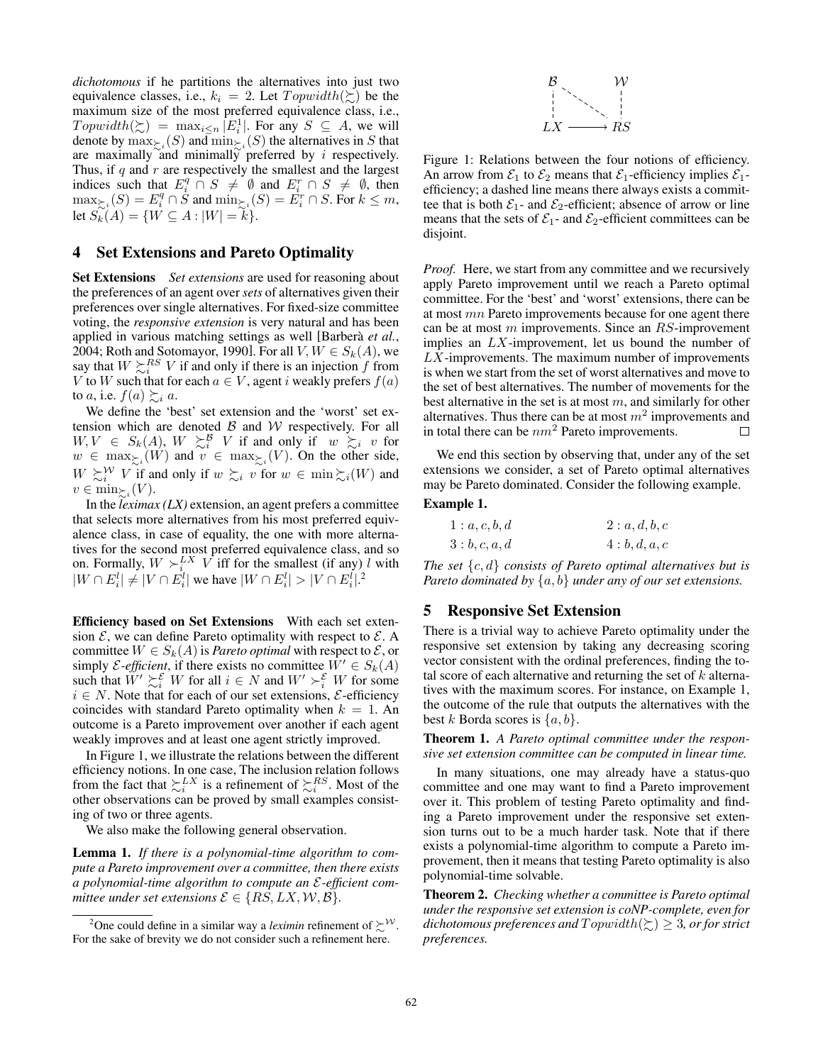*dichotomous* if he partitions the alternatives into just two equivalence classes, i.e., $k_i = 2$. Let $Topwidth(\succsim)$ be the maximum size of the most preferred equivalence class, i.e., $Topwidth(\succsim) = \max_{i \leq n} |E_i^1|$. For any $S \subseteq A$, we will denote by $\max_{\succsim_i}(S)$ and $\min_{\succsim_i}(S)$ the alternatives in $S$ that are maximally and minimally preferred by $i$ respectively. Thus, if $q$ and $r$ are respectively the smallest and the largest indices such that $E_i^q \cap S \neq \emptyset$ and $E_i^r \cap S \neq \emptyset$, then $\max_{\succsim_i}(S) = E_i^q \cap S$ and $\min_{\succsim_i}(S) = E_i^r \cap S$. For $k \leq m$, let $S_k(A) = \{W \subseteq A : |W| = k\}$.

## 4 Set Extensions and Pareto Optimality

**Set Extensions** *Set extensions* are used for reasoning about the preferences of an agent over *sets* of alternatives given their preferences over single alternatives. For fixed-size committee voting, the *responsive extension* is very natural and has been applied in various matching settings as well [Barberà *et al.*, 2004; Roth and Sotomayor, 1990]. For all $V, W \in S_k(A)$, we say that $W \succsim_i^{RS} V$ if and only if there is an injection $f$ from $V$ to $W$ such that for each $a \in V$, agent $i$ weakly prefers $f(a)$ to $a$, i.e. $f(a) \succsim_i a$.

We define the 'best' set extension and the 'worst' set extension which are denoted $\mathcal{B}$ and $\mathcal{W}$ respectively. For all $W, V \in S_k(A)$, $W \succsim_i^{\mathcal{B}} V$ if and only if $w \succsim_i v$ for $w \in \max_{\succsim_i}(W)$ and $v \in \max_{\succsim_i}(V)$. On the other side, $W \succsim_i^{\mathcal{W}} V$ if and only if $w \succsim_i v$ for $w \in \min \succsim_i(W)$ and $v \in \min_{\succsim_i}(V)$.

In the *leximax (LX)* extension, an agent prefers a committee that selects more alternatives from his most preferred equivalence class, in case of equality, the one with more alternatives for the second most preferred equivalence class, and so on. Formally, $W \succ_i^{LX} V$ iff for the smallest (if any) $l$ with $|W \cap E_i^l| \neq |V \cap E_i^l|$ we have $|W \cap E_i^l| > |V \cap E_i^l|$.[2]

**Efficiency based on Set Extensions** With each set extension $\mathcal{E}$, we can define Pareto optimality with respect to $\mathcal{E}$. A committee $W \in S_k(A)$ is *Pareto optimal* with respect to $\mathcal{E}$, or simply $\mathcal{E}$*-efficient*, if there exists no committee $W' \in S_k(A)$ such that $W' \succsim_i^{\mathcal{E}} W$ for all $i \in N$ and $W' \succ_i^{\mathcal{E}} W$ for some $i \in N$. Note that for each of our set extensions, $\mathcal{E}$-efficiency coincides with standard Pareto optimality when $k = 1$. An outcome is a Pareto improvement over another if each agent weakly improves and at least one agent strictly improved.

In Figure 1, we illustrate the relations between the different efficiency notions. In one case, The inclusion relation follows from the fact that $\succsim_i^{LX}$ is a refinement of $\succsim_i^{RS}$. Most of the other observations can be proved by small examples consisting of two or three agents.

We also make the following general observation.

**Lemma 1.** *If there is a polynomial-time algorithm to compute a Pareto improvement over a committee, then there exists a polynomial-time algorithm to compute an $\mathcal{E}$-efficient committee under set extensions $\mathcal{E} \in \{RS, LX, \mathcal{W}, \mathcal{B}\}$.*

[2] One could define in a similar way a *leximin* refinement of $\succsim^{\mathcal{W}}$. For the sake of brevity we do not consider such a refinement here.

Figure 1: Relations between the four notions of efficiency. An arrow from $\mathcal{E}_1$ to $\mathcal{E}_2$ means that $\mathcal{E}_1$-efficiency implies $\mathcal{E}_1$-efficiency; a dashed line means there always exists a committee that is both $\mathcal{E}_1$- and $\mathcal{E}_2$-efficient; absence of arrow or line means that the sets of $\mathcal{E}_1$- and $\mathcal{E}_2$-efficient committees can be disjoint.

*Proof.* Here, we start from any committee and we recursively apply Pareto improvement until we reach a Pareto optimal committee. For the 'best' and 'worst' extensions, there can be at most $mn$ Pareto improvements because for one agent there can be at most $m$ improvements. Since an $RS$-improvement implies an $LX$-improvement, let us bound the number of $LX$-improvements. The maximum number of improvements is when we start from the set of worst alternatives and move to the set of best alternatives. The number of movements for the best alternative in the set is at most $m$, and similarly for other alternatives. Thus there can be at most $m^2$ improvements and in total there can be $nm^2$ Pareto improvements. □

We end this section by observing that, under any of the set extensions we consider, a set of Pareto optimal alternatives may be Pareto dominated. Consider the following example.

**Example 1.**

$1 : a, c, b, d$ $\quad\quad$ $2 : a, d, b, c$

$3 : b, c, a, d$ $\quad\quad$ $4 : b, d, a, c$

*The set $\{c, d\}$ consists of Pareto optimal alternatives but is Pareto dominated by $\{a, b\}$ under any of our set extensions.*

## 5 Responsive Set Extension

There is a trivial way to achieve Pareto optimality under the responsive set extension by taking any decreasing scoring vector consistent with the ordinal preferences, finding the total score of each alternative and returning the set of $k$ alternatives with the maximum scores. For instance, on Example 1, the outcome of the rule that outputs the alternatives with the best $k$ Borda scores is $\{a, b\}$.

**Theorem 1.** *A Pareto optimal committee under the responsive set extension committee can be computed in linear time.*

In many situations, one may already have a status-quo committee and one may want to find a Pareto improvement over it. This problem of testing Pareto optimality and finding a Pareto improvement under the responsive set extension turns out to be a much harder task. Note that if there exists a polynomial-time algorithm to compute a Pareto improvement, then it means that testing Pareto optimality is also polynomial-time solvable.

**Theorem 2.** *Checking whether a committee is Pareto optimal under the responsive set extension is coNP-complete, even for dichotomous preferences and $Topwidth(\succsim) \geq 3$, or for strict preferences.*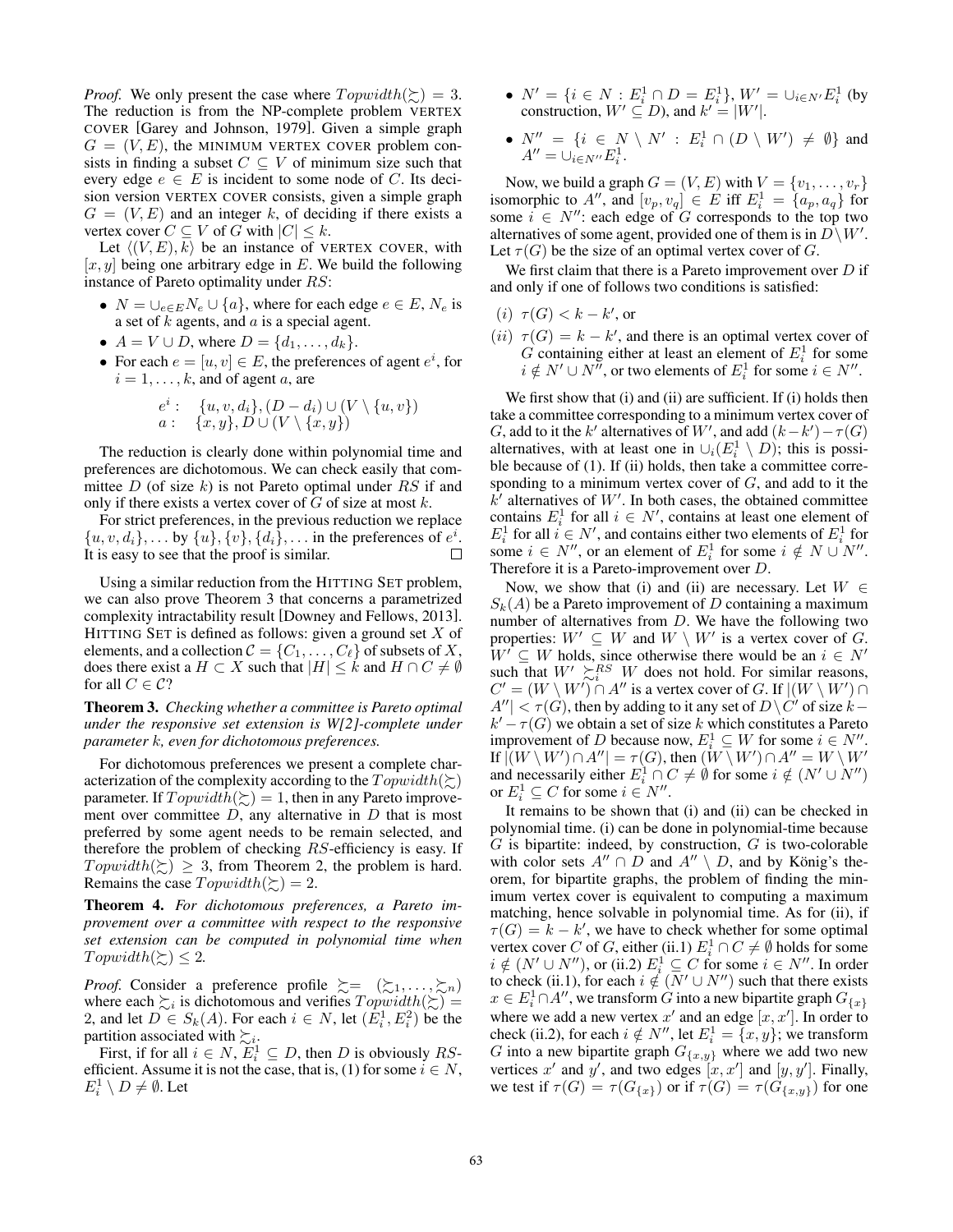*Proof.* We only present the case where $Topwidth(\succsim) = 3$. The reduction is from the NP-complete problem VERTEX COVER [Garey and Johnson, 1979]. Given a simple graph $G = (V, E)$, the MINIMUM VERTEX COVER problem consists in finding a subset $C \subseteq V$ of minimum size such that every edge $e \in E$ is incident to some node of $C$. Its decision version VERTEX COVER consists, given a simple graph $G = (V, E)$ and an integer $k$, of deciding if there exists a vertex cover $C \subseteq V$ of $G$ with $|C| \leq k$.

Let $\langle (V, E), k \rangle$ be an instance of VERTEX COVER, with $[x, y]$ being one arbitrary edge in $E$. We build the following instance of Pareto optimality under $RS$:

- $N = \cup_{e \in E} N_e \cup \{a\}$, where for each edge $e \in E$, $N_e$ is a set of $k$ agents, and $a$ is a special agent.
- $A = V \cup D$, where $D = \{d_1, \dots, d_k\}$.
- For each $e = [u, v] \in E$, the preferences of agent $e^i$, for $i = 1, \dots, k$, and of agent $a$, are

$$
\begin{array}{ll}
e^i: & \{u, v, d_i\}, (D - d_i) \cup (V \setminus \{u, v\}) \\
a: & \{x, y\}, D \cup (V \setminus \{x, y\})
\end{array}
$$

The reduction is clearly done within polynomial time and preferences are dichotomous. We can check easily that committee $D$ (of size $k$) is not Pareto optimal under $RS$ if and only if there exists a vertex cover of $G$ of size at most $k$.

For strict preferences, in the previous reduction we replace $\{u, v, d_i\}, \dots$ by $\{u\}, \{v\}, \{d_i\}, \dots$ in the preferences of $e^i$. It is easy to see that the proof is similar. $\square$

Using a similar reduction from the HITTING SET problem, we can also prove Theorem 3 that concerns a parametrized complexity intractability result [Downey and Fellows, 2013]. HITTING SET is defined as follows: given a ground set $X$ of elements, and a collection $\mathcal{C} = \{C_1, \dots, C_\ell\}$ of subsets of $X$, does there exist a $H \subset X$ such that $|H| \leq k$ and $H \cap C \neq \emptyset$ for all $C \in \mathcal{C}$?

**Theorem 3.** *Checking whether a committee is Pareto optimal under the responsive set extension is W[2]-complete under parameter $k$, even for dichotomous preferences.*

For dichotomous preferences we present a complete characterization of the complexity according to the $Topwidth(\succsim)$ parameter. If $Topwidth(\succsim) = 1$, then in any Pareto improvement over committee $D$, any alternative in $D$ that is most preferred by some agent needs to be remain selected, and therefore the problem of checking $RS$-efficiency is easy. If $Topwidth(\succsim) \geq 3$, from Theorem 2, the problem is hard. Remains the case $Topwidth(\succsim) = 2$.

**Theorem 4.** *For dichotomous preferences, a Pareto improvement over a committee with respect to the responsive set extension can be computed in polynomial time when $Topwidth(\succsim) \leq 2$.*

*Proof.* Consider a preference profile $\succsim = (\succsim_1, \dots, \succsim_n)$ where each $\succsim_i$ is dichotomous and verifies $Topwidth(\succsim) = 2$, and let $D \in S_k(A)$. For each $i \in N$, let $(E_i^1, E_i^2)$ be the partition associated with $\succsim_i$.

First, if for all $i \in N$, $E_i^1 \subseteq D$, then $D$ is obviously $RS$-efficient. Assume it is not the case, that is, (1) for some $i \in N$, $E_i^1 \setminus D \neq \emptyset$. Let

- $N' = \{i \in N : E_i^1 \cap D = E_i^1\}$, $W' = \cup_{i \in N'} E_i^1$ (by construction, $W' \subseteq D$), and $k' = |W'|$.
- $N'' = \{i \in N \setminus N' : E_i^1 \cap (D \setminus W') \neq \emptyset\}$ and $A'' = \cup_{i \in N''} E_i^1$.

Now, we build a graph $G = (V, E)$ with $V = \{v_1, \dots, v_r\}$ isomorphic to $A''$, and $[v_p, v_q] \in E$ iff $E_i^1 = \{a_p, a_q\}$ for some $i \in N''$: each edge of $G$ corresponds to the top two alternatives of some agent, provided one of them is in $D \setminus W'$. Let $\tau(G)$ be the size of an optimal vertex cover of $G$.

We first claim that there is a Pareto improvement over $D$ if and only if one of follows two conditions is satisfied:

$(i)$ $\tau(G) < k - k'$, or

$(ii)$ $\tau(G) = k - k'$, and there is an optimal vertex cover of $G$ containing either at least an element of $E_i^1$ for some $i \notin N' \cup N''$, or two elements of $E_i^1$ for some $i \in N''$.

We first show that (i) and (ii) are sufficient. If (i) holds then take a committee corresponding to a minimum vertex cover of $G$, add to it the $k'$ alternatives of $W'$, and add $(k - k') - \tau(G)$ alternatives, with at least one in $\cup_i (E_i^1 \setminus D)$; this is possible because of (1). If (ii) holds, then take a committee corresponding to a minimum vertex cover of $G$, and add to it the $k'$ alternatives of $W'$. In both cases, the obtained committee contains $E_i^1$ for all $i \in N'$, contains at least one element of $E_i^1$ for all $i \in N'$, and contains either two elements of $E_i^1$ for some $i \in N''$, or an element of $E_i^1$ for some $i \notin N \cup N''$. Therefore it is a Pareto-improvement over $D$.

Now, we show that (i) and (ii) are necessary. Let $W \in S_k(A)$ be a Pareto improvement of $D$ containing a maximum number of alternatives from $D$. We have the following two properties: $W' \subseteq W$ and $W \setminus W'$ is a vertex cover of $G$. $W' \subseteq W$ holds, since otherwise there would be an $i \in N'$ such that $W' \succsim_i^{RS} W$ does not hold. For similar reasons, $C' = (W \setminus W') \cap A''$ is a vertex cover of $G$. If $|(W \setminus W') \cap A''| < \tau(G)$, then by adding to it any set of $D \setminus C'$ of size $k - k' - \tau(G)$ we obtain a set of size $k$ which constitutes a Pareto improvement of $D$ because now, $E_i^1 \subseteq W$ for some $i \in N''$. If $|(W \setminus W') \cap A''| = \tau(G)$, then $(W \setminus W') \cap A'' = W \setminus W'$ and necessarily either $E_i^1 \cap C \neq \emptyset$ for some $i \notin (N' \cup N'')$ or $E_i^1 \subseteq C$ for some $i \in N''$.

It remains to be shown that (i) and (ii) can be checked in polynomial time. (i) can be done in polynomial-time because $G$ is bipartite: indeed, by construction, $G$ is two-colorable with color sets $A'' \cap D$ and $A'' \setminus D$, and by König's theorem, for bipartite graphs, the problem of finding the minimum vertex cover is equivalent to computing a maximum matching, hence solvable in polynomial time. As for (ii), if $\tau(G) = k - k'$, we have to check whether for some optimal vertex cover $C$ of $G$, either (ii.1) $E_i^1 \cap C \neq \emptyset$ holds for some $i \notin (N' \cup N'')$, or (ii.2) $E_i^1 \subseteq C$ for some $i \in N''$. In order to check (ii.1), for each $i \notin (N' \cup N'')$ such that there exists $x \in E_i^1 \cap A''$, we transform $G$ into a new bipartite graph $G_{\{x\}}$ where we add new vertex $x'$ and an edge $[x, x']$. In order to check (ii.2), for each $i \notin N''$, let $E_i^1 = \{x, y\}$; we transform $G$ into a new bipartite graph $G_{\{x,y\}}$ where we add two new vertices $x'$ and $y'$, and two edges $[x, x']$ and $[y, y']$. Finally, we test if $\tau(G) = \tau(G_{\{x\}})$ or if $\tau(G) = \tau(G_{\{x,y\}})$ for one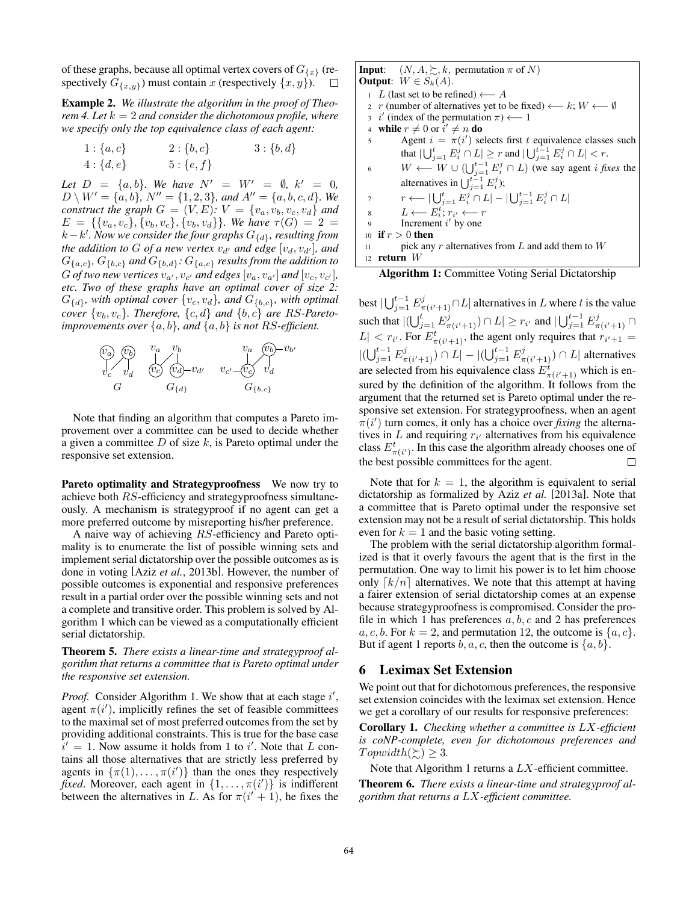of these graphs, because all optimal vertex covers of $G_{\{x\}}$ (respectively $G_{\{x,y\}}$) must contain $x$ (respectively $\{x, y\}$). □

**Example 2.** *We illustrate the algorithm in the proof of Theorem 4. Let $k = 2$ and consider the dichotomous profile, where we specify only the top equivalence class of each agent:*

$1 : \{a, c\}$ $\quad 2 : \{b, c\}$ $\quad 3 : \{b, d\}$

$4 : \{d, e\}$ $\quad 5 : \{e, f\}$

*Let $D = \{a, b\}$. We have $N' = W' = \emptyset$, $k' = 0$, $D \setminus W' = \{a, b\}$, $N'' = \{1, 2, 3\}$, and $A'' = \{a, b, c, d\}$. We construct the graph $G = (V, E)$: $V = \{v_a, v_b, v_c, v_d\}$ and $E = \{\{v_a, v_c\}, \{v_b, v_c\}, \{v_b, v_d\}\}$. We have $\tau(G) = 2 = k - k'$. Now we consider the four graphs $G_{\{d\}}$, resulting from the addition to $G$ of a new vertex $v_{d'}$ and edge $[v_d, v_{d'}]$, and $G_{\{a,c\}}$, $G_{\{b,c\}}$ and $G_{\{b,d\}}$: $G_{\{a,c\}}$ results from the addition to $G$ of two new vertices $v_{a'}, v_{c'}$ and edges $[v_a, v_{a'}]$ and $[v_c, v_{c'}]$, etc. Two of these graphs have an optimal cover of size 2: $G_{\{d\}}$, with optimal cover $\{v_c, v_d\}$, and $G_{\{b,c\}}$, with optimal cover $\{v_b, v_c\}$. Therefore, $\{c, d\}$ and $\{b, c\}$ are RS-Pareto-improvements over $\{a, b\}$, and $\{a, b\}$ is not RS-efficient.*

$G$ $\quad G_{\{d\}}$ $\quad G_{\{b,c\}}$

Note that finding an algorithm that computes a Pareto improvement over a committee can be used to decide whether a given a committee $D$ of size $k$, is Pareto optimal under the responsive set extension.

**Pareto optimality and Strategyproofness** We now try to achieve both $RS$-efficiency and strategyproofness simultaneously. A mechanism is strategyproof if no agent can get a more preferred outcome by misreporting his/her preference.

A naive way of achieving $RS$-efficiency and Pareto optimality is to enumerate the list of possible winning sets and implement serial dictatorship over the possible outcomes as is done in voting [Aziz *et al.*, 2013b]. However, the number of possible outcomes is exponential and responsive preferences result in a partial order over the possible winning sets and not a complete and transitive order. This problem is solved by Algorithm 1 which can be viewed as a computationally efficient serial dictatorship.

**Theorem 5.** *There exists a linear-time and strategyproof algorithm that returns a committee that is Pareto optimal under the responsive set extension.*

*Proof.* Consider Algorithm 1. We show that at each stage $i'$, agent $\pi(i')$, implicitly refines the set of feasible committees to the maximal set of most preferred outcomes from the set by providing additional constraints. This is true for the base case $i' = 1$. Now assume it holds from 1 to $i'$. Now that $L$ contains all those alternatives that are strictly less preferred by agents in $\{\pi(1), \dots, \pi(i')\}$ than the ones they respectively *fixed*. Moreover, each agent in $\{1, \dots, \pi(i')\}$ is indifferent between the alternatives in $L$. As for $\pi(i' + 1)$, he fixes the best $|\bigcup_{j=1}^{t-1} E^j_{\pi(i'+1)} \cap L|$ alternatives in $L$ where $t$ is the value such that $|(\bigcup_{j=1}^{t} E^j_{\pi(i'+1)}) \cap L| \geq r_{i'}$ and $|\bigcup_{j=1}^{t-1} E^j_{\pi(i'+1)} \cap L| < r_{i'}$. For $E^t_{\pi(i'+1)}$, the agent only requires that $r_{i'+1} = |(\bigcup_{j=1}^{t-1} E^j_{\pi(i'+1)}) \cap L| - |(\bigcup_{j=1}^{t-1} E^j_{\pi(i'+1)}) \cap L|$ alternatives are selected from his equivalence class $E^t_{\pi(i'+1)}$ which is ensured by the definition of the algorithm. It follows from the argument that the returned set is Pareto optimal under the responsive set extension. For strategyproofness, when an agent $\pi(i')$ turn comes, it only has a choice over *fixing* the alternatives in $L$ and requiring $r_{i'}$ alternatives from his equivalence class $E^t_{\pi(i')}$. In this case the algorithm already chooses one of the best possible committees for the agent. □

```
Input:  (N, A, ≿, k, permutation π of N)
Output: W ∈ S_k(A).
1  L (last set to be refined) ⟵ A
2  r (number of alternatives yet to be fixed) ⟵ k; W ⟵ ∅
3  i' (index of the permutation π) ⟵ 1
4  while r ≠ 0 or i' ≠ n do
5      Agent i = π(i') selects first t equivalence classes such
       that |⋃_{j=1}^{t} E_i^j ∩ L| ≥ r and |⋃_{j=1}^{t-1} E_i^j ∩ L| < r.
6      W ⟵ W ∪ (⋃_{j=1}^{t-1} E_i^j ∩ L) (we say agent i fixes the
       alternatives in ⋃_{j=1}^{t-1} E_i^j);
7      r ⟵ |⋃_{j=1}^{t} E_i^j ∩ L| − |⋃_{j=1}^{t-1} E_i^j ∩ L|
8      L ⟵ E_i^t; r_{i'} ⟵ r
9      Increment i' by one
10 if r > 0 then
11     pick any r alternatives from L and add them to W
12 return W
```

**Algorithm 1:** Committee Voting Serial Dictatorship

Note that for $k = 1$, the algorithm is equivalent to serial dictatorship as formalized by Aziz *et al.* [2013a]. Note that a committee that is Pareto optimal under the responsive set extension may not be a result of serial dictatorship. This holds even for $k = 1$ and the basic voting setting.

The problem with the serial dictatorship algorithm formalized is that it overly favours the agent that is the first in the permutation. One way to limit his power is to let him choose only $\lceil k/n \rceil$ alternatives. We note that this attempt at having a fairer extension of serial dictatorship comes at an expense because strategyproofness is compromised. Consider the profile in which 1 has preferences $a, b, c$ and 2 has preferences $a, c, b$. For $k = 2$, and permutation 12, the outcome is $\{a, c\}$. But if agent 1 reports $b, a, c$, then the outcome is $\{a, b\}$.

## 6 Leximax Set Extension

We point out that for dichotomous preferences, the responsive set extension coincides with the leximax set extension. Hence we get a corollary of our results for responsive preferences:

**Corollary 1.** *Checking whether a committee is $LX$-efficient is coNP-complete, even for dichotomous preferences and $Topwidth(\succsim) \geq 3$.*

Note that Algorithm 1 returns a $LX$-efficient committee.

**Theorem 6.** *There exists a linear-time and strategyproof algorithm that returns a $LX$-efficient committee.*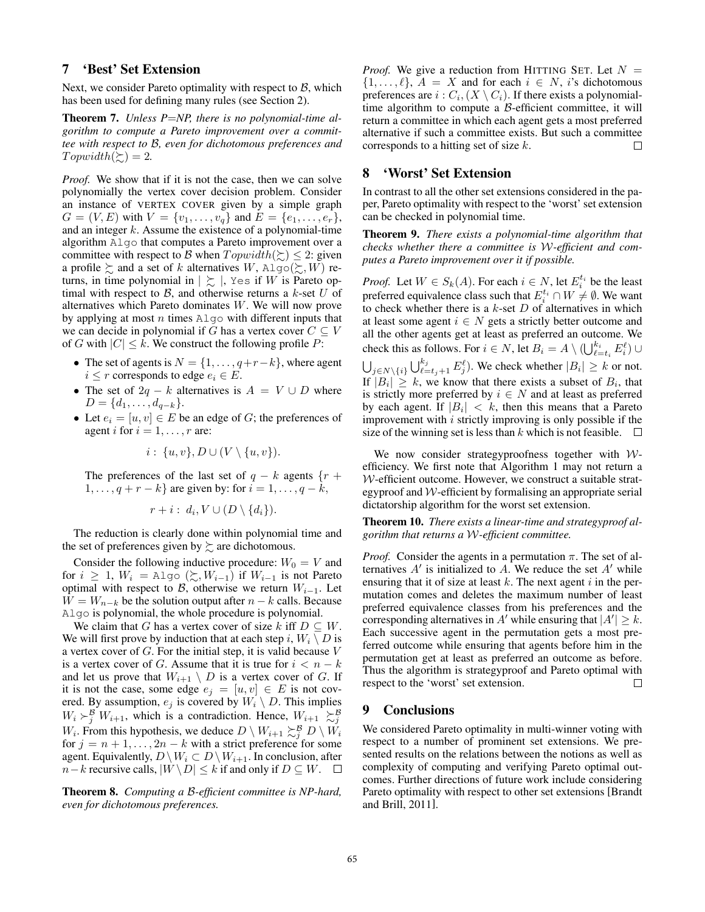## 7 'Best' Set Extension

Next, we consider Pareto optimality with respect to $\mathcal{B}$, which has been used for defining many rules (see Section 2).

**Theorem 7.** *Unless P=NP, there is no polynomial-time algorithm to compute a Pareto improvement over a committee with respect to $\mathcal{B}$, even for dichotomous preferences and $Topwidth(\succsim) = 2$.*

*Proof.* We show that if it is not the case, then we can solve polynomially the vertex cover decision problem. Consider an instance of VERTEX COVER given by a simple graph $G = (V, E)$ with $V = \{v_1, \ldots, v_q\}$ and $E = \{e_1, \ldots, e_r\}$, and an integer $k$. Assume the existence of a polynomial-time algorithm Algo that computes a Pareto improvement over a committee with respect to $\mathcal{B}$ when $Topwidth(\succsim) \leq 2$: given a profile $\succsim$ and a set of $k$ alternatives $W$, Algo$(\succsim, W)$ returns, in time polynomial in $|\succsim|$, Yes if $W$ is Pareto optimal with respect to $\mathcal{B}$, and otherwise returns a $k$-set $U$ of alternatives which Pareto dominates $W$. We will now prove by applying at most $n$ times Algo with different inputs that we can decide in polynomial if $G$ has a vertex cover $C \subseteq V$ of $G$ with $|C| \leq k$. We construct the following profile $P$:

- The set of agents is $N = \{1, \ldots, q+r-k\}$, where agent $i \leq r$ corresponds to edge $e_i \in E$.
- The set of $2q - k$ alternatives is $A = V \cup D$ where $D = \{d_1, \ldots, d_{q-k}\}$.
- Let $e_i = [u, v] \in E$ be an edge of $G$; the preferences of agent $i$ for $i = 1, \ldots, r$ are:

  $$i : \{u, v\}, D \cup (V \setminus \{u, v\}).$$

  The preferences of the last set of $q - k$ agents $\{r + 1, \ldots, q + r - k\}$ are given by: for $i = 1, \ldots, q - k$,

  $$r + i : d_i, V \cup (D \setminus \{d_i\}).$$

The reduction is clearly done within polynomial time and the set of preferences given by $\succsim$ are dichotomous.

Consider the following inductive procedure: $W_0 = V$ and for $i \geq 1$, $W_i =$ Algo $(\succsim, W_{i-1})$ if $W_{i-1}$ is not Pareto optimal with respect to $\mathcal{B}$, otherwise we return $W_{i-1}$. Let $W = W_{n-k}$ be the solution output after $n - k$ calls. Because Algo is polynomial, the whole procedure is polynomial.

We claim that $G$ has a vertex cover of size $k$ iff $D \subseteq W$. We will first prove by induction that at each step $i$, $W_i \setminus D$ is a vertex cover of $G$. For the initial step, it is valid because $V$ is a vertex cover of $G$. Assume that it is true for $i < n - k$ and let us prove that $W_{i+1} \setminus D$ is a vertex cover of $G$. If it is not the case, some edge $e_j = [u, v] \in E$ is not covered. By assumption, $e_j$ is covered by $W_i \setminus D$. This implies $W_i \succ_j^{\mathcal{B}} W_{i+1}$, which is a contradiction. Hence, $W_{i+1} \succsim_j^{\mathcal{B}} W_i$. From this hypothesis, we deduce $D \setminus W_{i+1} \succsim_j^{\mathcal{B}} D \setminus W_i$ for $j = n + 1, \ldots, 2n - k$ with a strict preference for some agent. Equivalently, $D \setminus W_i \subset D \setminus W_{i+1}$. In conclusion, after $n - k$ recursive calls, $|W \setminus D| \leq k$ if and only if $D \subseteq W$. $\square$

**Theorem 8.** *Computing a $\mathcal{B}$-efficient committee is NP-hard, even for dichotomous preferences.*

*Proof.* We give a reduction from HITTING SET. Let $N = \{1, \ldots, \ell\}$, $A = X$ and for each $i \in N$, $i$'s dichotomous preferences are $i : C_i, (X \setminus C_i)$. If there exists a polynomial-time algorithm to compute a $\mathcal{B}$-efficient committee, it will return a committee in which each agent gets a most preferred alternative if such a committee exists. But such a committee corresponds to a hitting set of size $k$. $\square$

## 8 'Worst' Set Extension

In contrast to all the other set extensions considered in the paper, Pareto optimality with respect to the 'worst' set extension can be checked in polynomial time.

**Theorem 9.** *There exists a polynomial-time algorithm that checks whether there a committee is $\mathcal{W}$-efficient and computes a Pareto improvement over it if possible.*

*Proof.* Let $W \in S_k(A)$. For each $i \in N$, let $E_i^{t_i}$ be the least preferred equivalence class such that $E_i^{t_i} \cap W \neq \emptyset$. We want to check whether there is a $k$-set $D$ of alternatives in which at least some agent $i \in N$ gets a strictly better outcome and all the other agents get at least as preferred an outcome. We check this as follows. For $i \in N$, let $B_i = A \setminus (\bigcup_{\ell=t_i}^{k_i} E_i^{\ell}) \cup \bigcup_{j \in N \setminus \{i\}} \bigcup_{\ell=t_j+1}^{k_j} E_j^{\ell})$. We check whether $|B_i| \geq k$ or not. If $|B_i| \geq k$, we know that there exists a subset of $B_i$, that is strictly more preferred by $i \in N$ and at least as preferred by each agent. If $|B_i| < k$, then this means that a Pareto improvement with $i$ strictly improving is only possible if the size of the winning set is less than $k$ which is not feasible. $\square$

We now consider strategyproofness together with $\mathcal{W}$-efficiency. We first note that Algorithm 1 may not return a $\mathcal{W}$-efficient outcome. However, we construct a suitable strategyproof and $\mathcal{W}$-efficient by formalising an appropriate serial dictatorship algorithm for the worst set extension.

**Theorem 10.** *There exists a linear-time and strategyproof algorithm that returns a $\mathcal{W}$-efficient committee.*

*Proof.* Consider the agents in a permutation $\pi$. The set of alternatives $A'$ is initialized to $A$. We reduce the set $A'$ while ensuring that it of size at least $k$. The next agent $i$ in the permutation comes and deletes the maximum number of least preferred equivalence classes from his preferences and the corresponding alternatives in $A'$ while ensuring that $|A'| \geq k$. Each successive agent in the permutation gets a most preferred outcome while ensuring that agents before him in the permutation get at least as preferred an outcome as before. Thus the algorithm is strategyproof and Pareto optimal with respect to the 'worst' set extension. $\square$

## 9 Conclusions

We considered Pareto optimality in multi-winner voting with respect to a number of prominent set extensions. We presented results on the relations between the notions as well as complexity of computing and verifying Pareto optimal outcomes. Further directions of future work include considering Pareto optimality with respect to other set extensions [Brandt and Brill, 2011].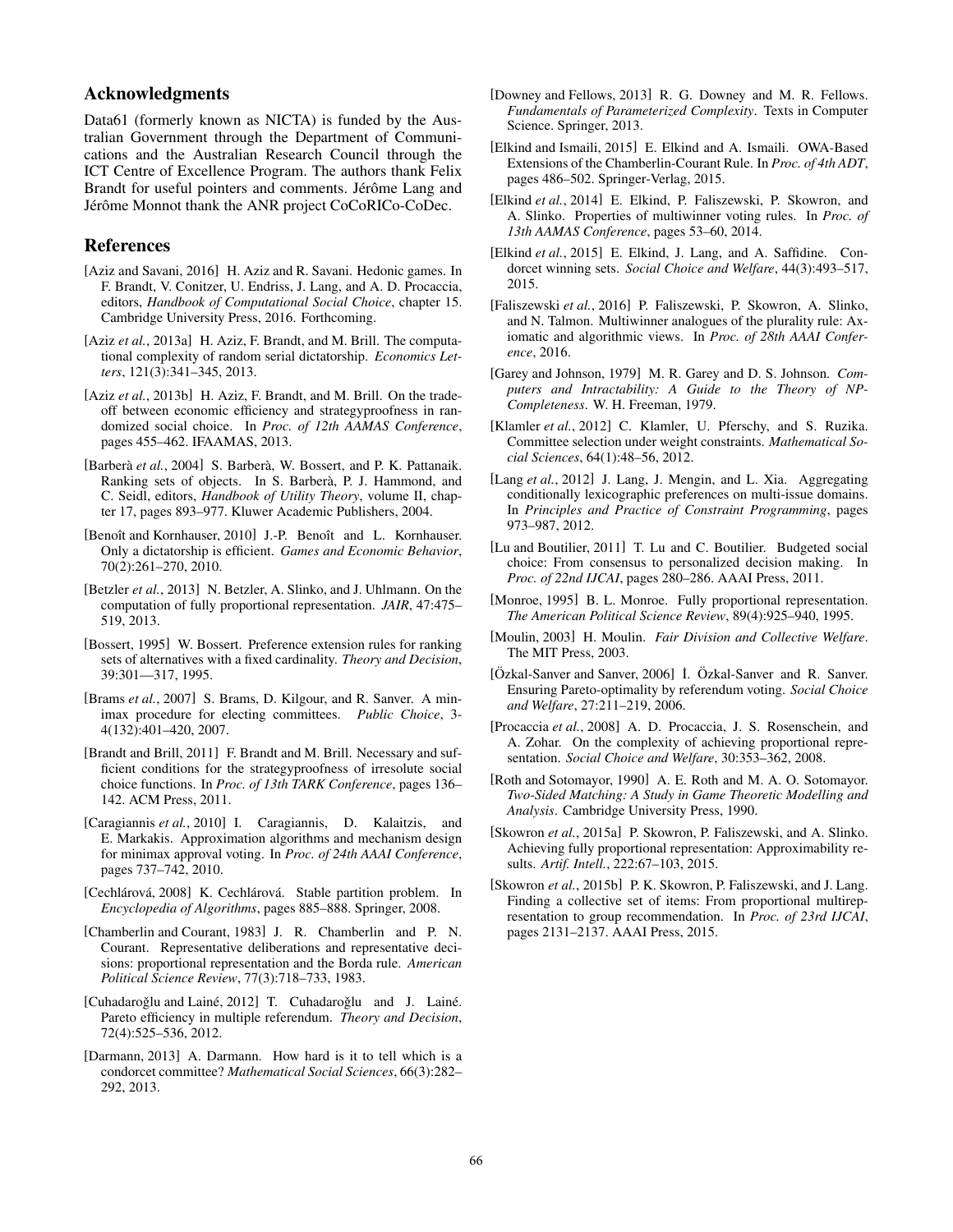## Acknowledgments

Data61 (formerly known as NICTA) is funded by the Australian Government through the Department of Communications and the Australian Research Council through the ICT Centre of Excellence Program. The authors thank Felix Brandt for useful pointers and comments. Jérôme Lang and Jérôme Monnot thank the ANR project CoCoRICo-CoDec.

## References

[Aziz and Savani, 2016] H. Aziz and R. Savani. Hedonic games. In F. Brandt, V. Conitzer, U. Endriss, J. Lang, and A. D. Procaccia, editors, *Handbook of Computational Social Choice*, chapter 15. Cambridge University Press, 2016. Forthcoming.

[Aziz *et al.*, 2013a] H. Aziz, F. Brandt, and M. Brill. The computational complexity of random serial dictatorship. *Economics Letters*, 121(3):341–345, 2013.

[Aziz *et al.*, 2013b] H. Aziz, F. Brandt, and M. Brill. On the tradeoff between economic efficiency and strategyproofness in randomized social choice. In *Proc. of 12th AAMAS Conference*, pages 455–462. IFAAMAS, 2013.

[Barberà *et al.*, 2004] S. Barberà, W. Bossert, and P. K. Pattanaik. Ranking sets of objects. In S. Barberà, P. J. Hammond, and C. Seidl, editors, *Handbook of Utility Theory*, volume II, chapter 17, pages 893–977. Kluwer Academic Publishers, 2004.

[Benoît and Kornhauser, 2010] J.-P. Benoît and L. Kornhauser. Only a dictatorship is efficient. *Games and Economic Behavior*, 70(2):261–270, 2010.

[Betzler *et al.*, 2013] N. Betzler, A. Slinko, and J. Uhlmann. On the computation of fully proportional representation. *JAIR*, 47:475–519, 2013.

[Bossert, 1995] W. Bossert. Preference extension rules for ranking sets of alternatives with a fixed cardinality. *Theory and Decision*, 39:301—317, 1995.

[Brams *et al.*, 2007] S. Brams, D. Kilgour, and R. Sanver. A minimax procedure for electing committees. *Public Choice*, 3-4(132):401–420, 2007.

[Brandt and Brill, 2011] F. Brandt and M. Brill. Necessary and sufficient conditions for the strategyproofness of irresolute social choice functions. In *Proc. of 13th TARK Conference*, pages 136–142. ACM Press, 2011.

[Caragiannis *et al.*, 2010] I. Caragiannis, D. Kalaitzis, and E. Markakis. Approximation algorithms and mechanism design for minimax approval voting. In *Proc. of 24th AAAI Conference*, pages 737–742, 2010.

[Cechlárová, 2008] K. Cechlárová. Stable partition problem. In *Encyclopedia of Algorithms*, pages 885–888. Springer, 2008.

[Chamberlin and Courant, 1983] J. R. Chamberlin and P. N. Courant. Representative deliberations and representative decisions: proportional representation and the Borda rule. *American Political Science Review*, 77(3):718–733, 1983.

[Cuhadaroğlu and Lainé, 2012] T. Cuhadaroğlu and J. Lainé. Pareto efficiency in multiple referendum. *Theory and Decision*, 72(4):525–536, 2012.

[Darmann, 2013] A. Darmann. How hard is it to tell which is a condorcet committee? *Mathematical Social Sciences*, 66(3):282–292, 2013.

[Downey and Fellows, 2013] R. G. Downey and M. R. Fellows. *Fundamentals of Parameterized Complexity*. Texts in Computer Science. Springer, 2013.

[Elkind and Ismaili, 2015] E. Elkind and A. Ismaili. OWA-Based Extensions of the Chamberlin-Courant Rule. In *Proc. of 4th ADT*, pages 486–502. Springer-Verlag, 2015.

[Elkind *et al.*, 2014] E. Elkind, P. Faliszewski, P. Skowron, and A. Slinko. Properties of multiwinner voting rules. In *Proc. of 13th AAMAS Conference*, pages 53–60, 2014.

[Elkind *et al.*, 2015] E. Elkind, J. Lang, and A. Saffidine. Condorcet winning sets. *Social Choice and Welfare*, 44(3):493–517, 2015.

[Faliszewski *et al.*, 2016] P. Faliszewski, P. Skowron, A. Slinko, and N. Talmon. Multiwinner analogues of the plurality rule: Axiomatic and algorithmic views. In *Proc. of 28th AAAI Conference*, 2016.

[Garey and Johnson, 1979] M. R. Garey and D. S. Johnson. *Computers and Intractability: A Guide to the Theory of NP-Completeness*. W. H. Freeman, 1979.

[Klamler *et al.*, 2012] C. Klamler, U. Pferschy, and S. Ruzika. Committee selection under weight constraints. *Mathematical Social Sciences*, 64(1):48–56, 2012.

[Lang *et al.*, 2012] J. Lang, J. Mengin, and L. Xia. Aggregating conditionally lexicographic preferences on multi-issue domains. In *Principles and Practice of Constraint Programming*, pages 973–987, 2012.

[Lu and Boutilier, 2011] T. Lu and C. Boutilier. Budgeted social choice: From consensus to personalized decision making. In *Proc. of 22nd IJCAI*, pages 280–286. AAAI Press, 2011.

[Monroe, 1995] B. L. Monroe. Fully proportional representation. *The American Political Science Review*, 89(4):925–940, 1995.

[Moulin, 2003] H. Moulin. *Fair Division and Collective Welfare*. The MIT Press, 2003.

[Özkal-Sanver and Sanver, 2006] İ. Özkal-Sanver and R. Sanver. Ensuring Pareto-optimality by referendum voting. *Social Choice and Welfare*, 27:211–219, 2006.

[Procaccia *et al.*, 2008] A. D. Procaccia, J. S. Rosenschein, and A. Zohar. On the complexity of achieving proportional representation. *Social Choice and Welfare*, 30:353–362, 2008.

[Roth and Sotomayor, 1990] A. E. Roth and M. A. O. Sotomayor. *Two-Sided Matching: A Study in Game Theoretic Modelling and Analysis*. Cambridge University Press, 1990.

[Skowron *et al.*, 2015a] P. Skowron, P. Faliszewski, and A. Slinko. Achieving fully proportional representation: Approximability results. *Artif. Intell.*, 222:67–103, 2015.

[Skowron *et al.*, 2015b] P. K. Skowron, P. Faliszewski, and J. Lang. Finding a collective set of items: From proportional multirepresentation to group recommendation. In *Proc. of 23rd IJCAI*, pages 2131–2137. AAAI Press, 2015.